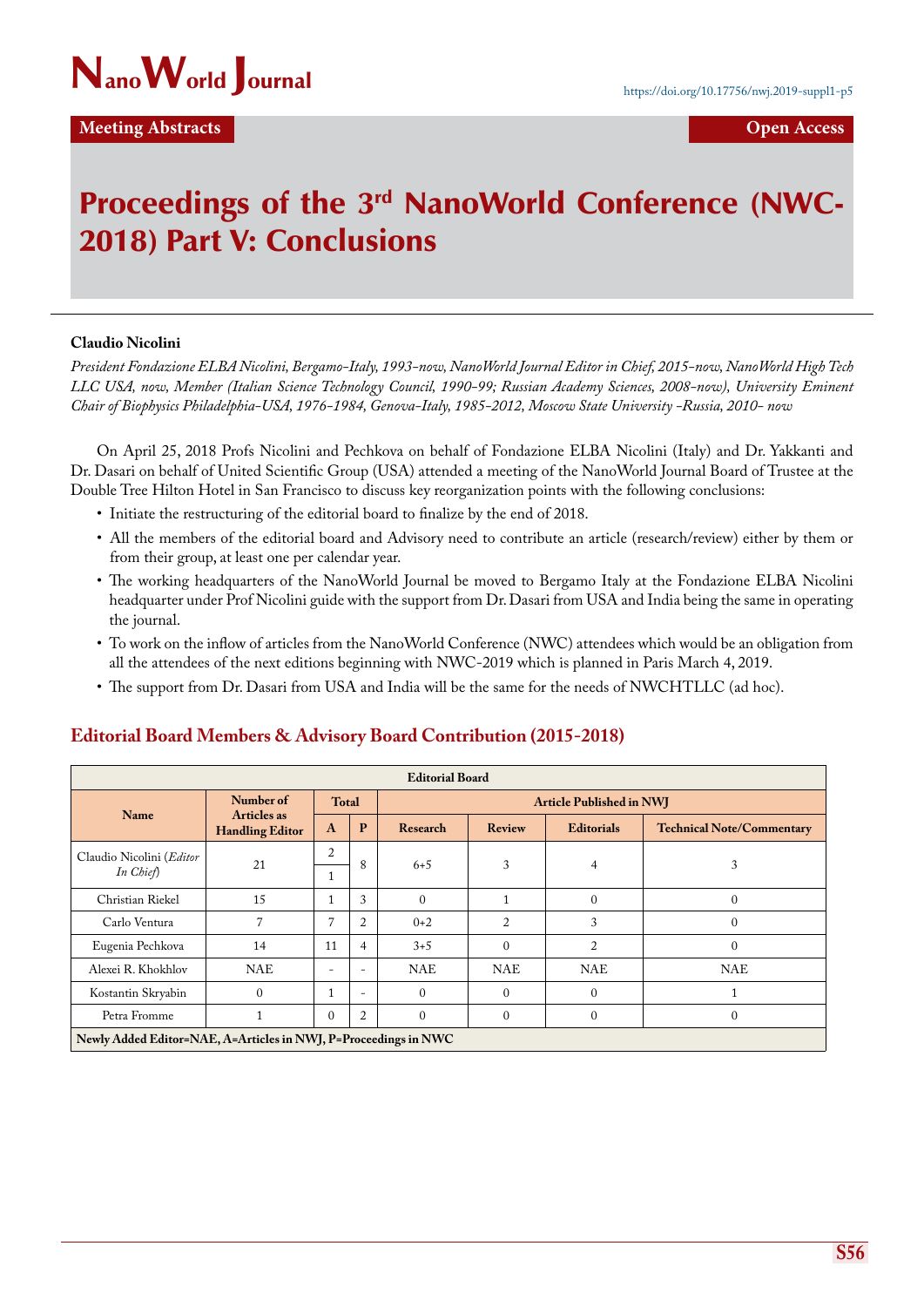Meeting Abstracts

Open Access

# Proceedings of the 3rd NanoWorld Conference (NWC-2018) Part V: Conclusions

**Claudio Nicolini**

*President Fondazione ELBA Nicolini, Bergamo-Italy, 1993-now, NanoWorld Journal Editor in Chief, 2015-now, NanoWorld High Tech LLC USA, now, Member (Italian Science Technology Council, 1990-99; Russian Academy Sciences, 2008-now), University Eminent Chair of Biophysics Philadelphia-USA, 1976-1984, Genova-Italy, 1985-2012, Moscow State University -Russia, 2010- now*

On April 25, 2018 Profs Nicolini and Pechkova on behalf of Fondazione ELBA Nicolini (Italy) and Dr. Yakkanti and Dr. Dasari on behalf of United Scientific Group (USA) attended a meeting of the NanoWorld Journal Board of Trustee at the Double Tree Hilton Hotel in San Francisco to discuss key reorganization points with the following conclusions:

- Initiate the restructuring of the editorial board to finalize by the end of 2018.
- All the members of the editorial board and Advisory need to contribute an article (research/review) either by them or from their group, at least one per calendar year.
- The working headquarters of the NanoWorld Journal be moved to Bergamo Italy at the Fondazione ELBA Nicolini headquarter under Prof Nicolini guide with the support from Dr. Dasari from USA and India being the same in operating the journal.
- To work on the inflow of articles from the NanoWorld Conference (NWC) attendees which would be an obligation from all the attendees of the next editions beginning with NWC-2019 which is planned in Paris March 4, 2019.
- The support from Dr. Dasari from USA and India will be the same for the needs of NWCHTLLC (ad hoc).

## Editorial Board Members & Advisory Board Contribution (2015-2018)

| Editorial Board | | | | | | | |
|---|---|---|---|---|---|---|---|
| Name | Number of Articles as Handling Editor | Total | | Article Published in NWJ | | | |
| | | A | P | Research | Review | Editorials | Technical Note/Commentary |
| Claudio Nicolini (*Editor In Chief*) | 21 | 2 / 1 | 8 | 6+5 | 3 | 4 | 3 |
| Christian Riekel | 15 | 1 | 3 | 0 | 1 | 0 | 0 |
| Carlo Ventura | 7 | 7 | 2 | 0+2 | 2 | 3 | 0 |
| Eugenia Pechkova | 14 | 11 | 4 | 3+5 | 0 | 2 | 0 |
| Alexei R. Khokhlov | NAE | - | - | NAE | NAE | NAE | NAE |
| Kostantin Skryabin | 0 | 1 | - | 0 | 0 | 0 | 1 |
| Petra Fromme | 1 | 0 | 2 | 0 | 0 | 0 | 0 |
| Newly Added Editor=NAE, A=Articles in NWJ, P=Proceedings in NWC | | | | | | | |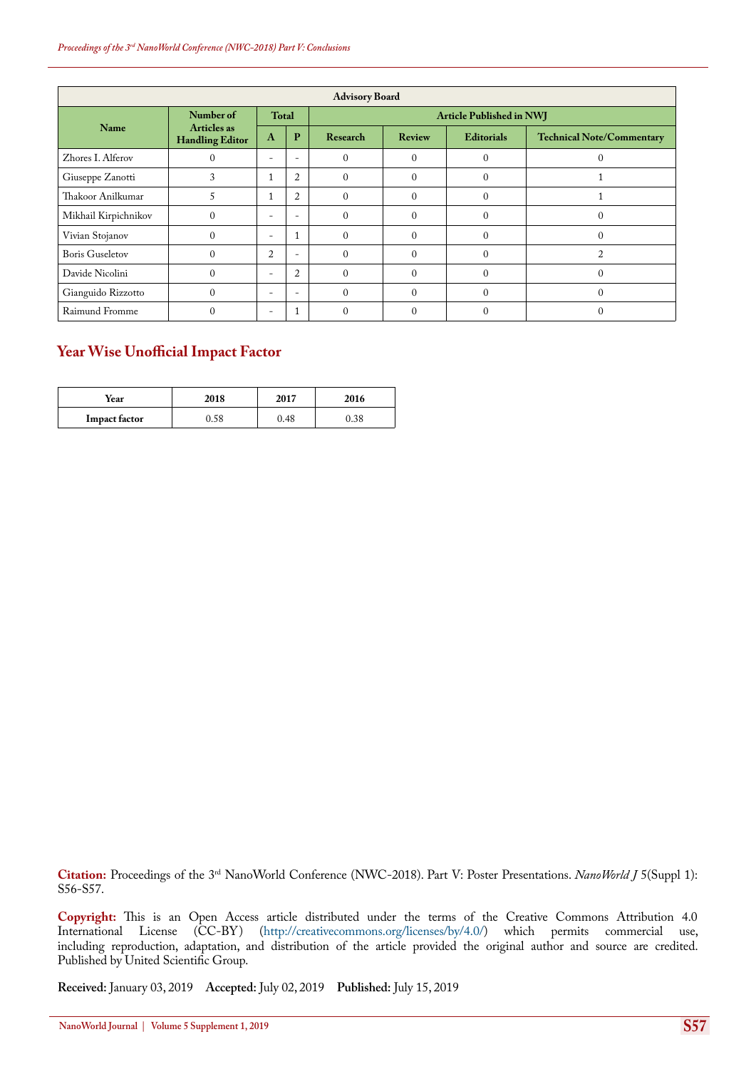| Advisory Board | | | | | | | |
|---|---|---|---|---|---|---|---|
| Name | Number of Articles as Handling Editor | Total | | Article Published in NWJ | | | |
| | | A | P | Research | Review | Editorials | Technical Note/Commentary |
| Zhores I. Alferov | 0 | - | - | 0 | 0 | 0 | 0 |
| Giuseppe Zanotti | 3 | 1 | 2 | 0 | 0 | 0 | 1 |
| Thakoor Anilkumar | 5 | 1 | 2 | 0 | 0 | 0 | 1 |
| Mikhail Kirpichnikov | 0 | - | - | 0 | 0 | 0 | 0 |
| Vivian Stojanov | 0 | - | 1 | 0 | 0 | 0 | 0 |
| Boris Guseletov | 0 | 2 | - | 0 | 0 | 0 | 2 |
| Davide Nicolini | 0 | - | 2 | 0 | 0 | 0 | 0 |
| Gianguido Rizzotto | 0 | - | - | 0 | 0 | 0 | 0 |
| Raimund Fromme | 0 | - | 1 | 0 | 0 | 0 | 0 |

## Year Wise Unofficial Impact Factor

| Year | 2018 | 2017 | 2016 |
|---|---|---|---|
| Impact factor | 0.58 | 0.48 | 0.38 |

**Citation:** Proceedings of the 3rd NanoWorld Conference (NWC-2018). Part V: Poster Presentations. *NanoWorld J* 5(Suppl 1): S56-S57.

**Copyright:** This is an Open Access article distributed under the terms of the Creative Commons Attribution 4.0 International License (CC-BY) (http://creativecommons.org/licenses/by/4.0/) which permits commercial use, including reproduction, adaptation, and distribution of the article provided the original author and source are credited. Published by United Scientific Group.

**Received:** January 03, 2019 **Accepted:** July 02, 2019 **Published:** July 15, 2019